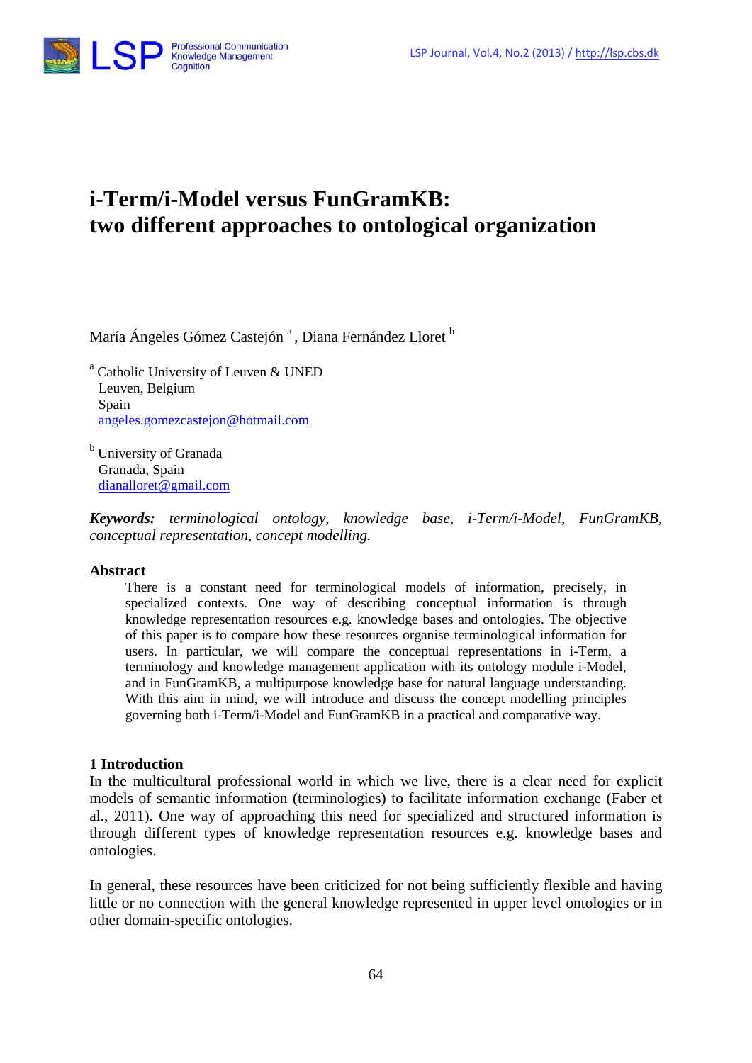# i-Term/i-Model versus FunGramKB: two different approaches to ontological organization

María Ángeles Gómez Castejón [a], Diana Fernández Lloret [b]

[a] Catholic University of Leuven & UNED
Leuven, Belgium
Spain
angeles.gomezcastejon@hotmail.com

[b] University of Granada
Granada, Spain
dianalloret@gmail.com

***Keywords:*** *terminological ontology, knowledge base, i-Term/i-Model, FunGramKB, conceptual representation, concept modelling.*

## Abstract

There is a constant need for terminological models of information, precisely, in specialized contexts. One way of describing conceptual information is through knowledge representation resources e.g. knowledge bases and ontologies. The objective of this paper is to compare how these resources organise terminological information for users. In particular, we will compare the conceptual representations in i-Term, a terminology and knowledge management application with its ontology module i-Model, and in FunGramKB, a multipurpose knowledge base for natural language understanding. With this aim in mind, we will introduce and discuss the concept modelling principles governing both i-Term/i-Model and FunGramKB in a practical and comparative way.

## 1 Introduction

In the multicultural professional world in which we live, there is a clear need for explicit models of semantic information (terminologies) to facilitate information exchange (Faber et al., 2011). One way of approaching this need for specialized and structured information is through different types of knowledge representation resources e.g. knowledge bases and ontologies.

In general, these resources have been criticized for not being sufficiently flexible and having little or no connection with the general knowledge represented in upper level ontologies or in other domain-specific ontologies.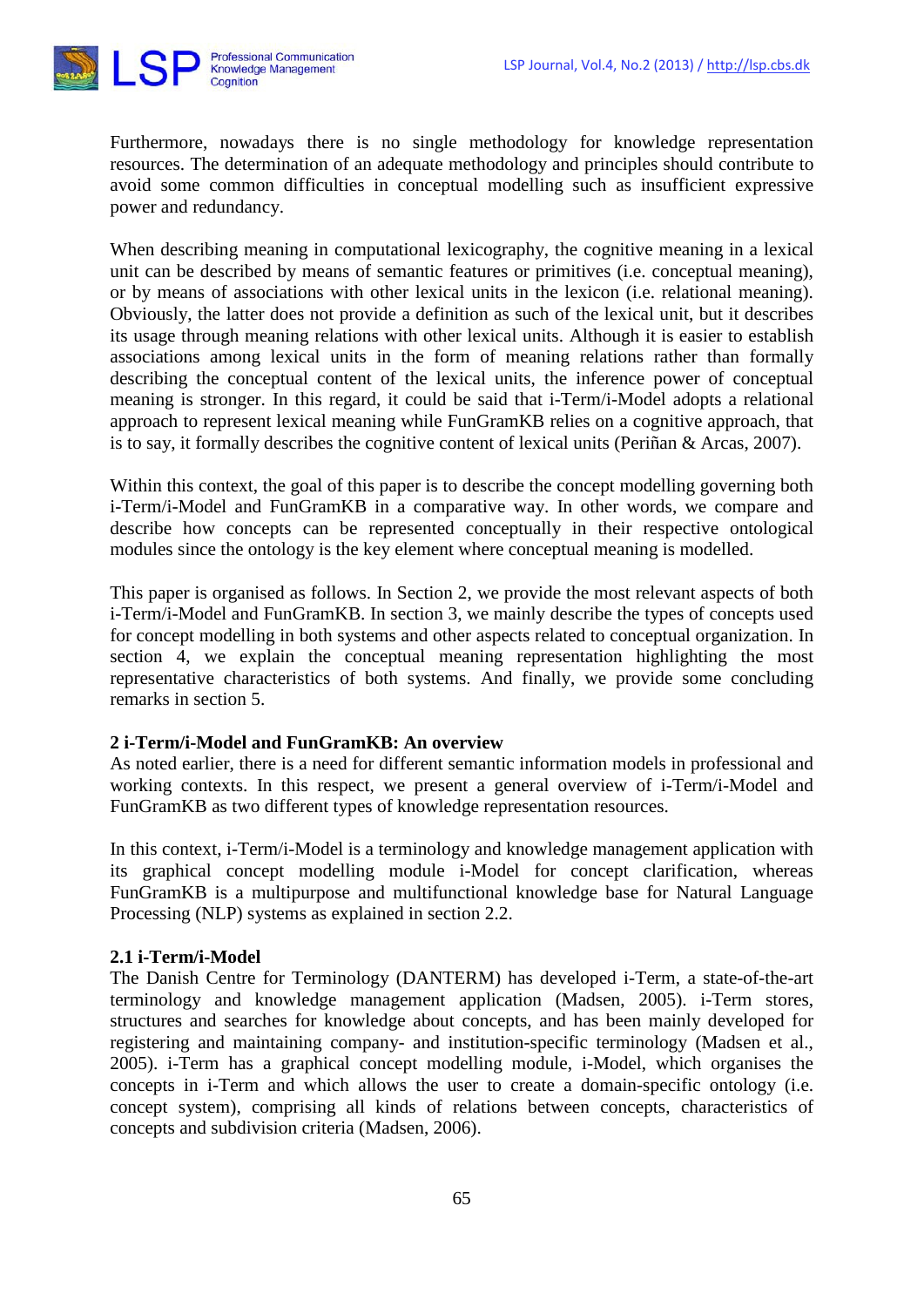Furthermore, nowadays there is no single methodology for knowledge representation resources. The determination of an adequate methodology and principles should contribute to avoid some common difficulties in conceptual modelling such as insufficient expressive power and redundancy.

When describing meaning in computational lexicography, the cognitive meaning in a lexical unit can be described by means of semantic features or primitives (i.e. conceptual meaning), or by means of associations with other lexical units in the lexicon (i.e. relational meaning). Obviously, the latter does not provide a definition as such of the lexical unit, but it describes its usage through meaning relations with other lexical units. Although it is easier to establish associations among lexical units in the form of meaning relations rather than formally describing the conceptual content of the lexical units, the inference power of conceptual meaning is stronger. In this regard, it could be said that i-Term/i-Model adopts a relational approach to represent lexical meaning while FunGramKB relies on a cognitive approach, that is to say, it formally describes the cognitive content of lexical units (Periñan & Arcas, 2007).

Within this context, the goal of this paper is to describe the concept modelling governing both i-Term/i-Model and FunGramKB in a comparative way. In other words, we compare and describe how concepts can be represented conceptually in their respective ontological modules since the ontology is the key element where conceptual meaning is modelled.

This paper is organised as follows. In Section 2, we provide the most relevant aspects of both i-Term/i-Model and FunGramKB. In section 3, we mainly describe the types of concepts used for concept modelling in both systems and other aspects related to conceptual organization. In section 4, we explain the conceptual meaning representation highlighting the most representative characteristics of both systems. And finally, we provide some concluding remarks in section 5.

## 2 i-Term/i-Model and FunGramKB: An overview

As noted earlier, there is a need for different semantic information models in professional and working contexts. In this respect, we present a general overview of i-Term/i-Model and FunGramKB as two different types of knowledge representation resources.

In this context, i-Term/i-Model is a terminology and knowledge management application with its graphical concept modelling module i-Model for concept clarification, whereas FunGramKB is a multipurpose and multifunctional knowledge base for Natural Language Processing (NLP) systems as explained in section 2.2.

### 2.1 i-Term/i-Model

The Danish Centre for Terminology (DANTERM) has developed i-Term, a state-of-the-art terminology and knowledge management application (Madsen, 2005). i-Term stores, structures and searches for knowledge about concepts, and has been mainly developed for registering and maintaining company- and institution-specific terminology (Madsen et al., 2005). i-Term has a graphical concept modelling module, i-Model, which organises the concepts in i-Term and which allows the user to create a domain-specific ontology (i.e. concept system), comprising all kinds of relations between concepts, characteristics of concepts and subdivision criteria (Madsen, 2006).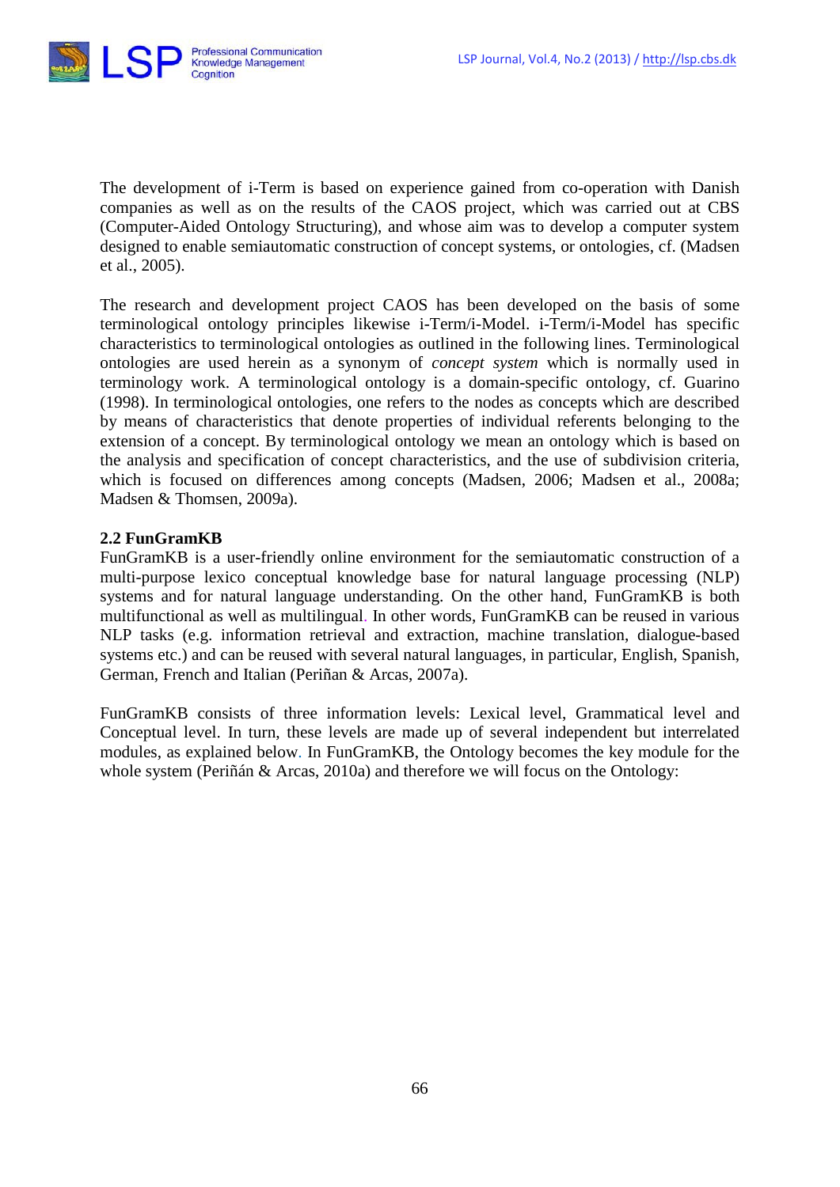The development of i-Term is based on experience gained from co-operation with Danish companies as well as on the results of the CAOS project, which was carried out at CBS (Computer-Aided Ontology Structuring), and whose aim was to develop a computer system designed to enable semiautomatic construction of concept systems, or ontologies, cf. (Madsen et al., 2005).

The research and development project CAOS has been developed on the basis of some terminological ontology principles likewise i-Term/i-Model. i-Term/i-Model has specific characteristics to terminological ontologies as outlined in the following lines. Terminological ontologies are used herein as a synonym of *concept system* which is normally used in terminology work. A terminological ontology is a domain-specific ontology, cf. Guarino (1998). In terminological ontologies, one refers to the nodes as concepts which are described by means of characteristics that denote properties of individual referents belonging to the extension of a concept. By terminological ontology we mean an ontology which is based on the analysis and specification of concept characteristics, and the use of subdivision criteria, which is focused on differences among concepts (Madsen, 2006; Madsen et al., 2008a; Madsen & Thomsen, 2009a).

### 2.2 FunGramKB

FunGramKB is a user-friendly online environment for the semiautomatic construction of a multi-purpose lexico conceptual knowledge base for natural language processing (NLP) systems and for natural language understanding. On the other hand, FunGramKB is both multifunctional as well as multilingual. In other words, FunGramKB can be reused in various NLP tasks (e.g. information retrieval and extraction, machine translation, dialogue-based systems etc.) and can be reused with several natural languages, in particular, English, Spanish, German, French and Italian (Periñan & Arcas, 2007a).

FunGramKB consists of three information levels: Lexical level, Grammatical level and Conceptual level. In turn, these levels are made up of several independent but interrelated modules, as explained below. In FunGramKB, the Ontology becomes the key module for the whole system (Periñán & Arcas, 2010a) and therefore we will focus on the Ontology: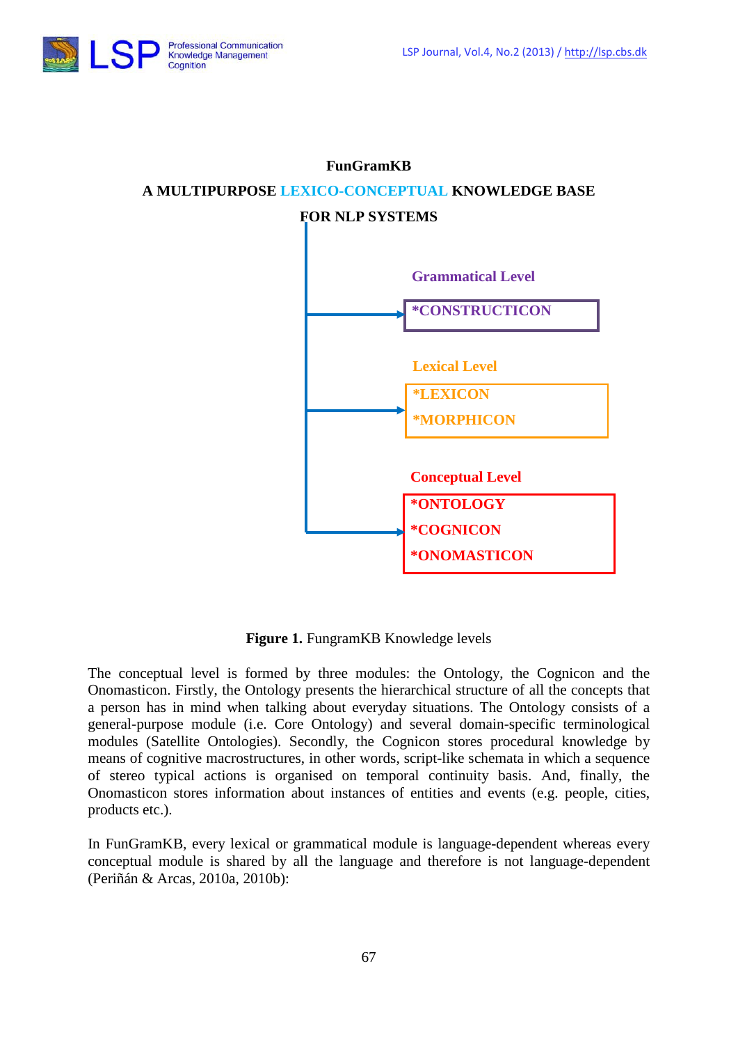FunGramKB

A MULTIPURPOSE LEXICO-CONCEPTUAL KNOWLEDGE BASE FOR NLP SYSTEMS

Grammatical Level

*CONSTRUCTICON

Lexical Level

*LEXICON

*MORPHICON

Conceptual Level

*ONTOLOGY

*COGNICON

*ONOMASTICON

**Figure 1.** FungramKB Knowledge levels

The conceptual level is formed by three modules: the Ontology, the Cognicon and the Onomasticon. Firstly, the Ontology presents the hierarchical structure of all the concepts that a person has in mind when talking about everyday situations. The Ontology consists of a general-purpose module (i.e. Core Ontology) and several domain-specific terminological modules (Satellite Ontologies). Secondly, the Cognicon stores procedural knowledge by means of cognitive macrostructures, in other words, script-like schemata in which a sequence of stereo typical actions is organised on temporal continuity basis. And, finally, the Onomasticon stores information about instances of entities and events (e.g. people, cities, products etc.).

In FunGramKB, every lexical or grammatical module is language-dependent whereas every conceptual module is shared by all the language and therefore is not language-dependent (Periñán & Arcas, 2010a, 2010b):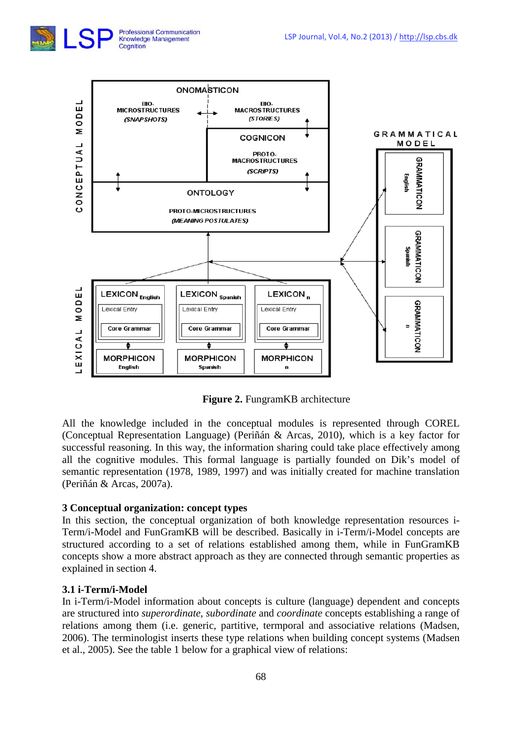**Figure 2.** FungramKB architecture

All the knowledge included in the conceptual modules is represented through COREL (Conceptual Representation Language) (Periñán & Arcas, 2010), which is a key factor for successful reasoning. In this way, the information sharing could take place effectively among all the cognitive modules. This formal language is partially founded on Dik's model of semantic representation (1978, 1989, 1997) and was initially created for machine translation (Periñán & Arcas, 2007a).

## 3 Conceptual organization: concept types

In this section, the conceptual organization of both knowledge representation resources i-Term/i-Model and FunGramKB will be described. Basically in i-Term/i-Model concepts are structured according to a set of relations established among them, while in FunGramKB concepts show a more abstract approach as they are connected through semantic properties as explained in section 4.

### 3.1 i-Term/i-Model

In i-Term/i-Model information about concepts is culture (language) dependent and concepts are structured into *superordinate*, *subordinate* and *coordinate* concepts establishing a range of relations among them (i.e. generic, partitive, termporal and associative relations (Madsen, 2006). The terminologist inserts these type relations when building concept systems (Madsen et al., 2005). See the table 1 below for a graphical view of relations: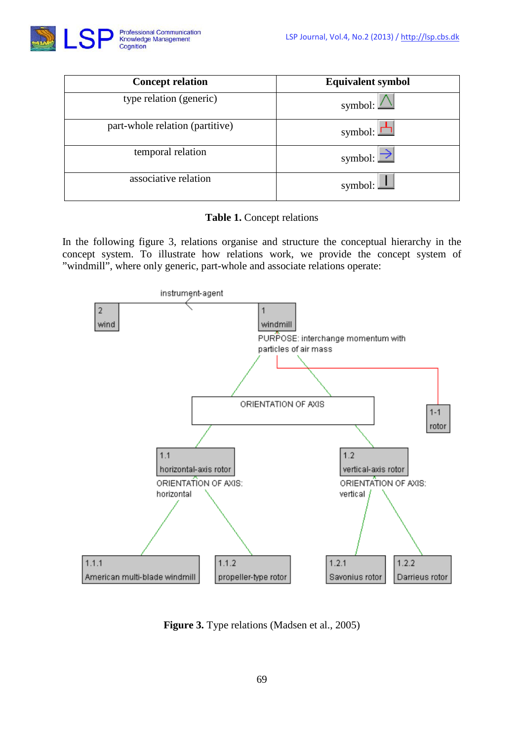| Concept relation | Equivalent symbol |
|---|---|
| type relation (generic) | symbol: |
| part-whole relation (partitive) | symbol: |
| temporal relation | symbol: |
| associative relation | symbol: |

**Table 1.** Concept relations

In the following figure 3, relations organise and structure the conceptual hierarchy in the concept system. To illustrate how relations work, we provide the concept system of ”windmill”, where only generic, part-whole and associate relations operate:

instrument-agent

2 wind

1 windmill

PURPOSE: interchange momentum with particles of air mass

ORIENTATION OF AXIS

1-1 rotor

1.1 horizontal-axis rotor

ORIENTATION OF AXIS: horizontal

1.2 vertical-axis rotor

ORIENTATION OF AXIS: vertical

1.1.1 American multi-blade windmill

1.1.2 propeller-type rotor

1.2.1 Savonius rotor

1.2.2 Darrieus rotor

**Figure 3.** Type relations (Madsen et al., 2005)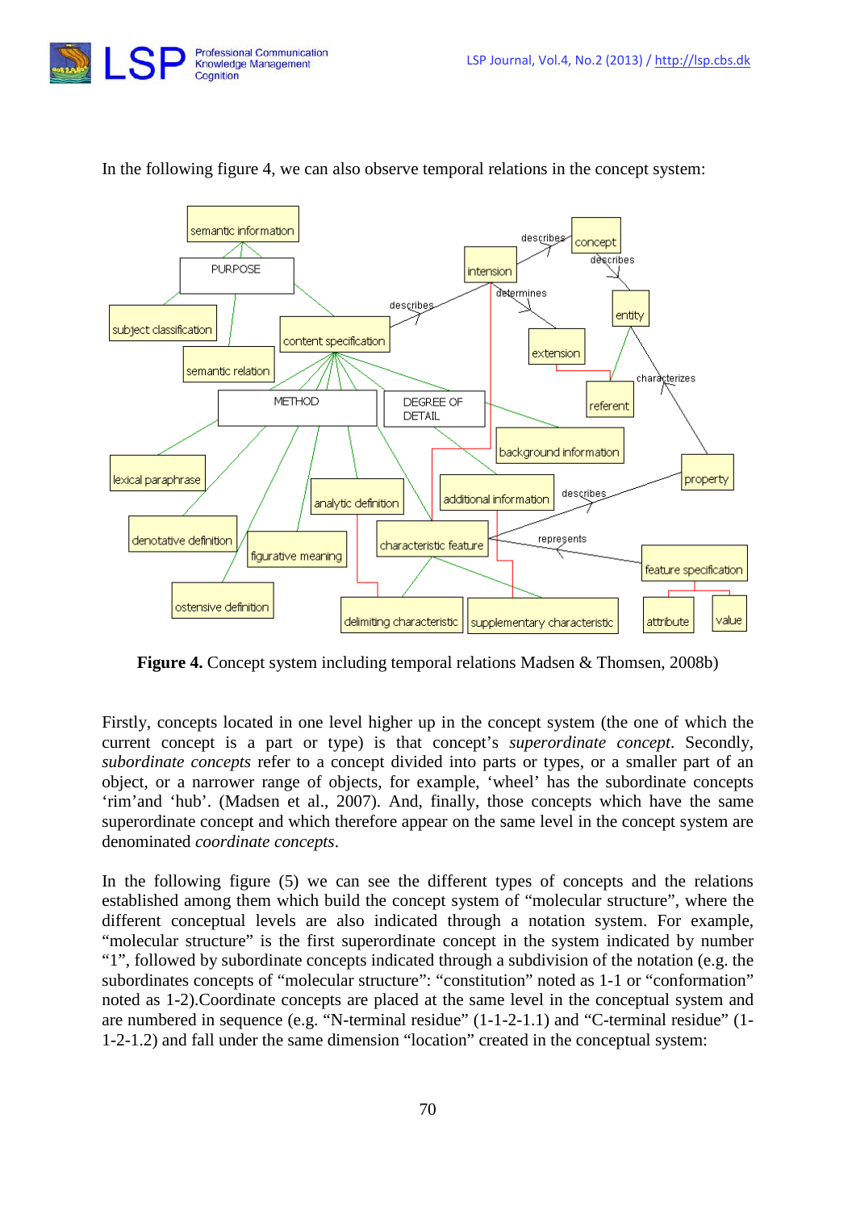In the following figure 4, we can also observe temporal relations in the concept system:

**Figure 4.** Concept system including temporal relations Madsen & Thomsen, 2008b)

Firstly, concepts located in one level higher up in the concept system (the one of which the current concept is a part or type) is that concept's *superordinate concept*. Secondly, *subordinate concepts* refer to a concept divided into parts or types, or a smaller part of an object, or a narrower range of objects, for example, 'wheel' has the subordinate concepts 'rim'and 'hub'. (Madsen et al., 2007). And, finally, those concepts which have the same superordinate concept and which therefore appear on the same level in the concept system are denominated *coordinate concepts*.

In the following figure (5) we can see the different types of concepts and the relations established among them which build the concept system of "molecular structure", where the different conceptual levels are also indicated through a notation system. For example, "molecular structure" is the first superordinate concept in the system indicated by number "1", followed by subordinate concepts indicated through a subdivision of the notation (e.g. the subordinates concepts of "molecular structure": "constitution" noted as 1-1 or "conformation" noted as 1-2).Coordinate concepts are placed at the same level in the conceptual system and are numbered in sequence (e.g. "N-terminal residue" (1-1-2-1.1) and "C-terminal residue" (1-1-2-1.2) and fall under the same dimension "location" created in the conceptual system: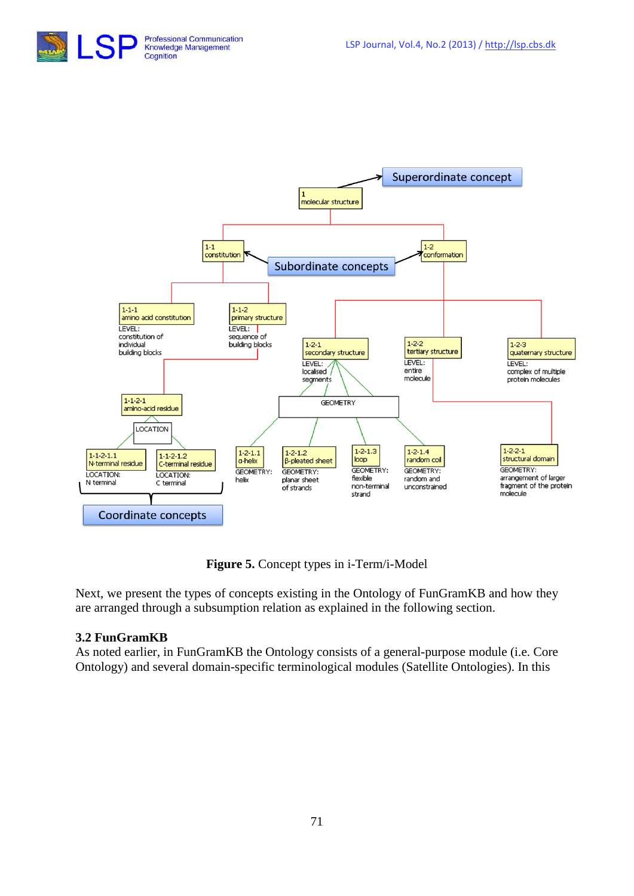**Figure 5.** Concept types in i-Term/i-Model

Next, we present the types of concepts existing in the Ontology of FunGramKB and how they are arranged through a subsumption relation as explained in the following section.

### 3.2 FunGramKB

As noted earlier, in FunGramKB the Ontology consists of a general-purpose module (i.e. Core Ontology) and several domain-specific terminological modules (Satellite Ontologies). In this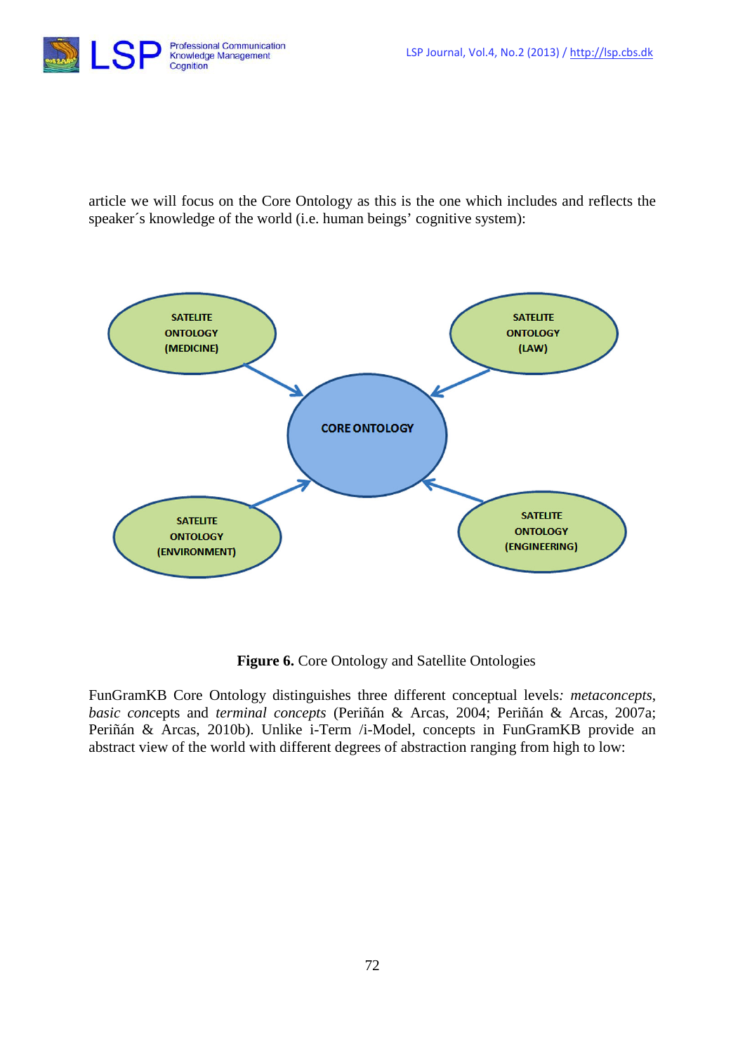article we will focus on the Core Ontology as this is the one which includes and reflects the speaker´s knowledge of the world (i.e. human beings' cognitive system):

**Figure 6.** Core Ontology and Satellite Ontologies

FunGramKB Core Ontology distinguishes three different conceptual levels: *metaconcepts*, *basic conc*epts and *terminal concepts* (Periñán & Arcas, 2004; Periñán & Arcas, 2007a; Periñán & Arcas, 2010b). Unlike i-Term /i-Model, concepts in FunGramKB provide an abstract view of the world with different degrees of abstraction ranging from high to low: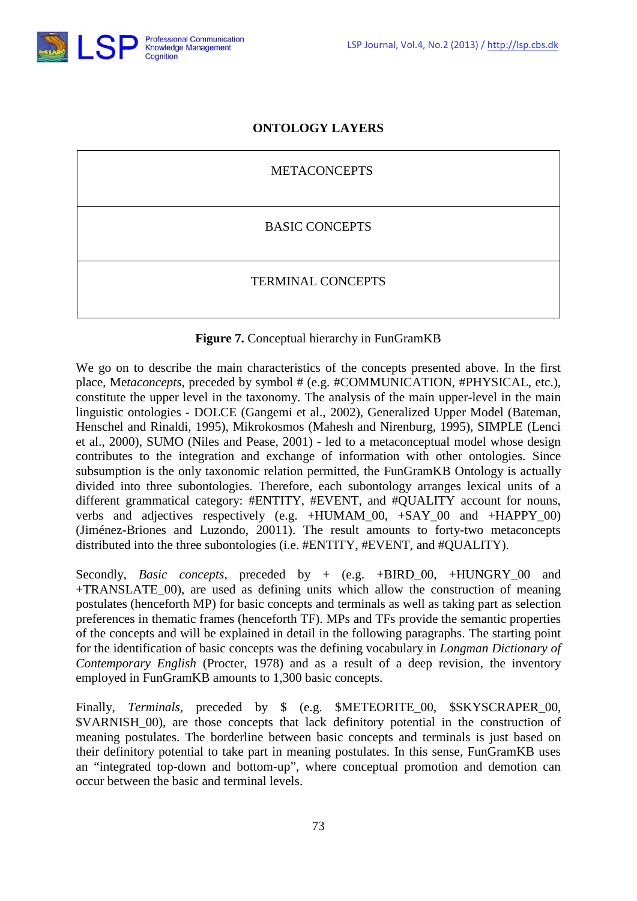**ONTOLOGY LAYERS**

| METACONCEPTS |
| --- |
| BASIC CONCEPTS |
| TERMINAL CONCEPTS |

**Figure 7.** Conceptual hierarchy in FunGramKB

We go on to describe the main characteristics of the concepts presented above. In the first place, Me*taconcepts*, preceded by symbol # (e.g. #COMMUNICATION, #PHYSICAL, etc.), constitute the upper level in the taxonomy. The analysis of the main upper-level in the main linguistic ontologies - DOLCE (Gangemi et al., 2002), Generalized Upper Model (Bateman, Henschel and Rinaldi, 1995), Mikrokosmos (Mahesh and Nirenburg, 1995), SIMPLE (Lenci et al., 2000), SUMO (Niles and Pease, 2001) - led to a metaconceptual model whose design contributes to the integration and exchange of information with other ontologies. Since subsumption is the only taxonomic relation permitted, the FunGramKB Ontology is actually divided into three subontologies. Therefore, each subontology arranges lexical units of a different grammatical category: #ENTITY, #EVENT, and #QUALITY account for nouns, verbs and adjectives respectively (e.g. +HUMAM_00, +SAY_00 and +HAPPY_00) (Jiménez-Briones and Luzondo, 20011). The result amounts to forty-two metaconcepts distributed into the three subontologies (i.e. #ENTITY, #EVENT, and #QUALITY).

Secondly, *Basic concepts*, preceded by + (e.g. +BIRD_00, +HUNGRY_00 and +TRANSLATE_00), are used as defining units which allow the construction of meaning postulates (henceforth MP) for basic concepts and terminals as well as taking part as selection preferences in thematic frames (henceforth TF). MPs and TFs provide the semantic properties of the concepts and will be explained in detail in the following paragraphs. The starting point for the identification of basic concepts was the defining vocabulary in *Longman Dictionary of Contemporary English* (Procter, 1978) and as a result of a deep revision, the inventory employed in FunGramKB amounts to 1,300 basic concepts.

Finally, *Terminals*, preceded by $ (e.g. $METEORITE_00, $SKYSCRAPER_00, $VARNISH_00), are those concepts that lack definitory potential in the construction of meaning postulates. The borderline between basic concepts and terminals is just based on their definitory potential to take part in meaning postulates. In this sense, FunGramKB uses an "integrated top-down and bottom-up", where conceptual promotion and demotion can occur between the basic and terminal levels.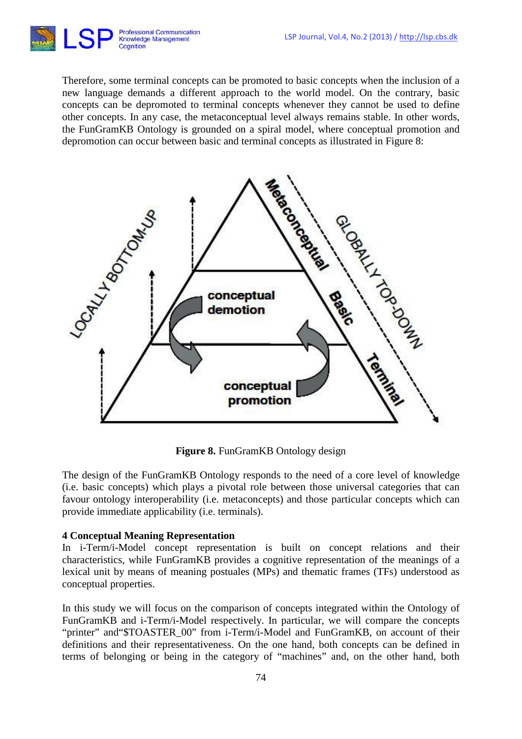Therefore, some terminal concepts can be promoted to basic concepts when the inclusion of a new language demands a different approach to the world model. On the contrary, basic concepts can be depromoted to terminal concepts whenever they cannot be used to define other concepts. In any case, the metaconceptual level always remains stable. In other words, the FunGramKB Ontology is grounded on a spiral model, where conceptual promotion and depromotion can occur between basic and terminal concepts as illustrated in Figure 8:

**Figure 8.** FunGramKB Ontology design

The design of the FunGramKB Ontology responds to the need of a core level of knowledge (i.e. basic concepts) which plays a pivotal role between those universal categories that can favour ontology interoperability (i.e. metaconcepts) and those particular concepts which can provide immediate applicability (i.e. terminals).

## 4 Conceptual Meaning Representation

In i-Term/i-Model concept representation is built on concept relations and their characteristics, while FunGramKB provides a cognitive representation of the meanings of a lexical unit by means of meaning postuales (MPs) and thematic frames (TFs) understood as conceptual properties.

In this study we will focus on the comparison of concepts integrated within the Ontology of FunGramKB and i-Term/i-Model respectively. In particular, we will compare the concepts "printer" and"$TOASTER_00" from i-Term/i-Model and FunGramKB, on account of their definitions and their representativeness. On the one hand, both concepts can be defined in terms of belonging or being in the category of "machines" and, on the other hand, both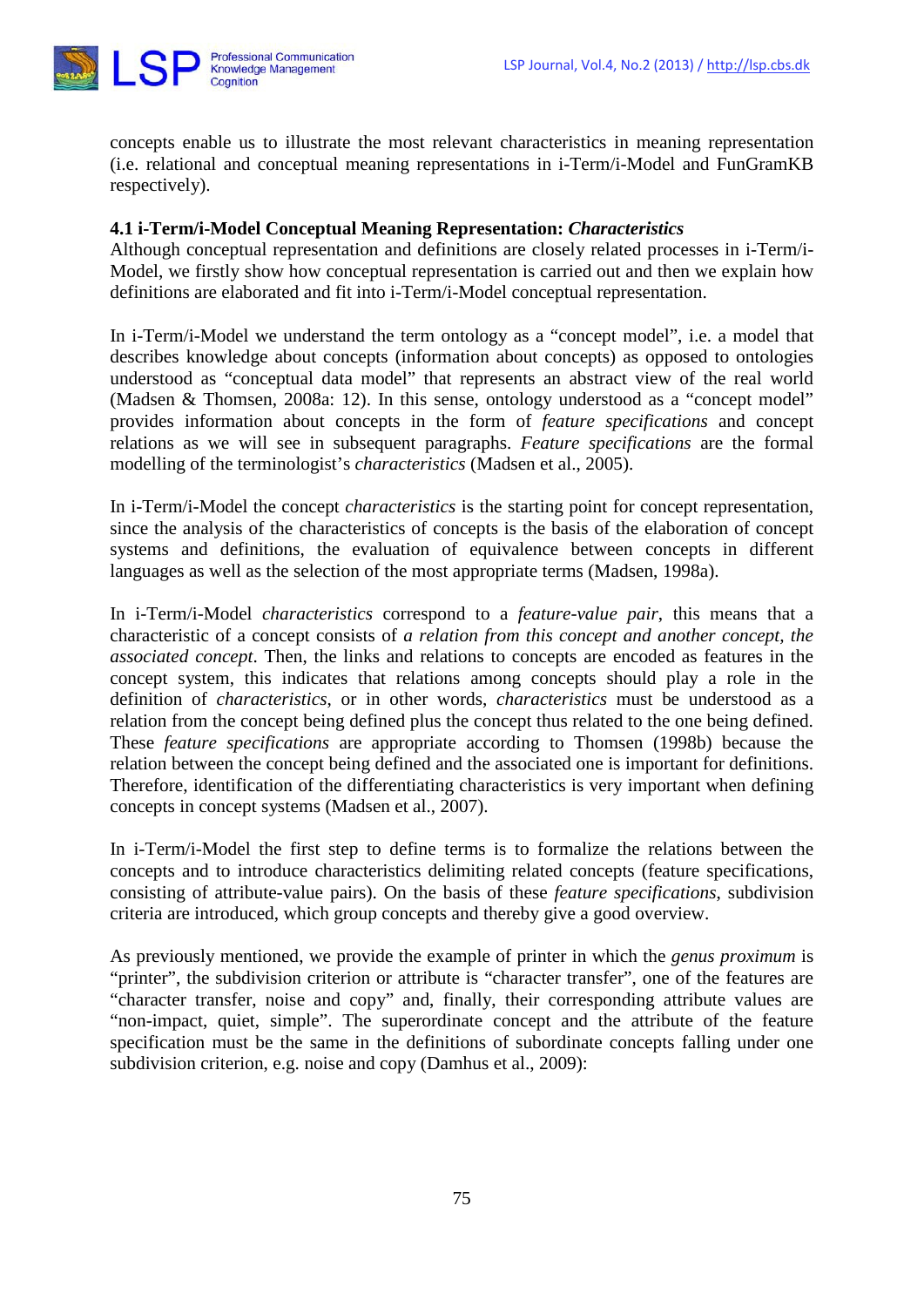concepts enable us to illustrate the most relevant characteristics in meaning representation (i.e. relational and conceptual meaning representations in i-Term/i-Model and FunGramKB respectively).

### 4.1 i-Term/i-Model Conceptual Meaning Representation: *Characteristics*

Although conceptual representation and definitions are closely related processes in i-Term/i-Model, we firstly show how conceptual representation is carried out and then we explain how definitions are elaborated and fit into i-Term/i-Model conceptual representation.

In i-Term/i-Model we understand the term ontology as a "concept model", i.e. a model that describes knowledge about concepts (information about concepts) as opposed to ontologies understood as "conceptual data model" that represents an abstract view of the real world (Madsen & Thomsen, 2008a: 12). In this sense, ontology understood as a "concept model" provides information about concepts in the form of *feature specifications* and concept relations as we will see in subsequent paragraphs. *Feature specifications* are the formal modelling of the terminologist's *characteristics* (Madsen et al., 2005).

In i-Term/i-Model the concept *characteristics* is the starting point for concept representation, since the analysis of the characteristics of concepts is the basis of the elaboration of concept systems and definitions, the evaluation of equivalence between concepts in different languages as well as the selection of the most appropriate terms (Madsen, 1998a).

In i-Term/i-Model *characteristics* correspond to a *feature-value pair*, this means that a characteristic of a concept consists of *a relation from this concept and another concept, the associated concept*. Then, the links and relations to concepts are encoded as features in the concept system, this indicates that relations among concepts should play a role in the definition of *characteristics*, or in other words, *characteristics* must be understood as a relation from the concept being defined plus the concept thus related to the one being defined. These *feature specifications* are appropriate according to Thomsen (1998b) because the relation between the concept being defined and the associated one is important for definitions. Therefore, identification of the differentiating characteristics is very important when defining concepts in concept systems (Madsen et al., 2007).

In i-Term/i-Model the first step to define terms is to formalize the relations between the concepts and to introduce characteristics delimiting related concepts (feature specifications, consisting of attribute-value pairs). On the basis of these *feature specifications*, subdivision criteria are introduced, which group concepts and thereby give a good overview.

As previously mentioned, we provide the example of printer in which the *genus proximum* is "printer", the subdivision criterion or attribute is "character transfer", one of the features are "character transfer, noise and copy" and, finally, their corresponding attribute values are "non-impact, quiet, simple". The superordinate concept and the attribute of the feature specification must be the same in the definitions of subordinate concepts falling under one subdivision criterion, e.g. noise and copy (Damhus et al., 2009):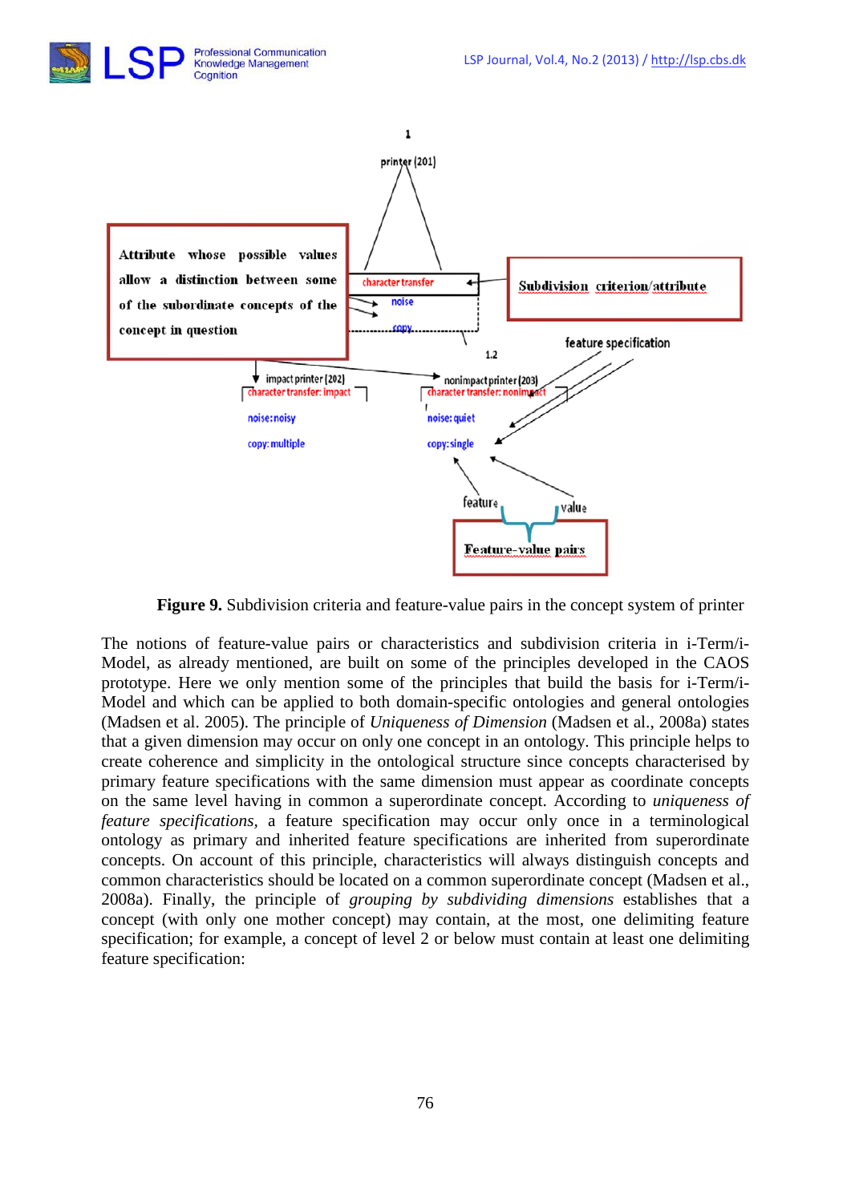**Figure 9.** Subdivision criteria and feature-value pairs in the concept system of printer

The notions of feature-value pairs or characteristics and subdivision criteria in i-Term/i-Model, as already mentioned, are built on some of the principles developed in the CAOS prototype. Here we only mention some of the principles that build the basis for i-Term/i-Model and which can be applied to both domain-specific ontologies and general ontologies (Madsen et al. 2005). The principle of *Uniqueness of Dimension* (Madsen et al., 2008a) states that a given dimension may occur on only one concept in an ontology. This principle helps to create coherence and simplicity in the ontological structure since concepts characterised by primary feature specifications with the same dimension must appear as coordinate concepts on the same level having in common a superordinate concept. According to *uniqueness of feature specifications*, a feature specification may occur only once in a terminological ontology as primary and inherited feature specifications are inherited from superordinate concepts. On account of this principle, characteristics will always distinguish concepts and common characteristics should be located on a common superordinate concept (Madsen et al., 2008a). Finally, the principle of *grouping by subdividing dimensions* establishes that a concept (with only one mother concept) may contain, at the most, one delimiting feature specification; for example, a concept of level 2 or below must contain at least one delimiting feature specification: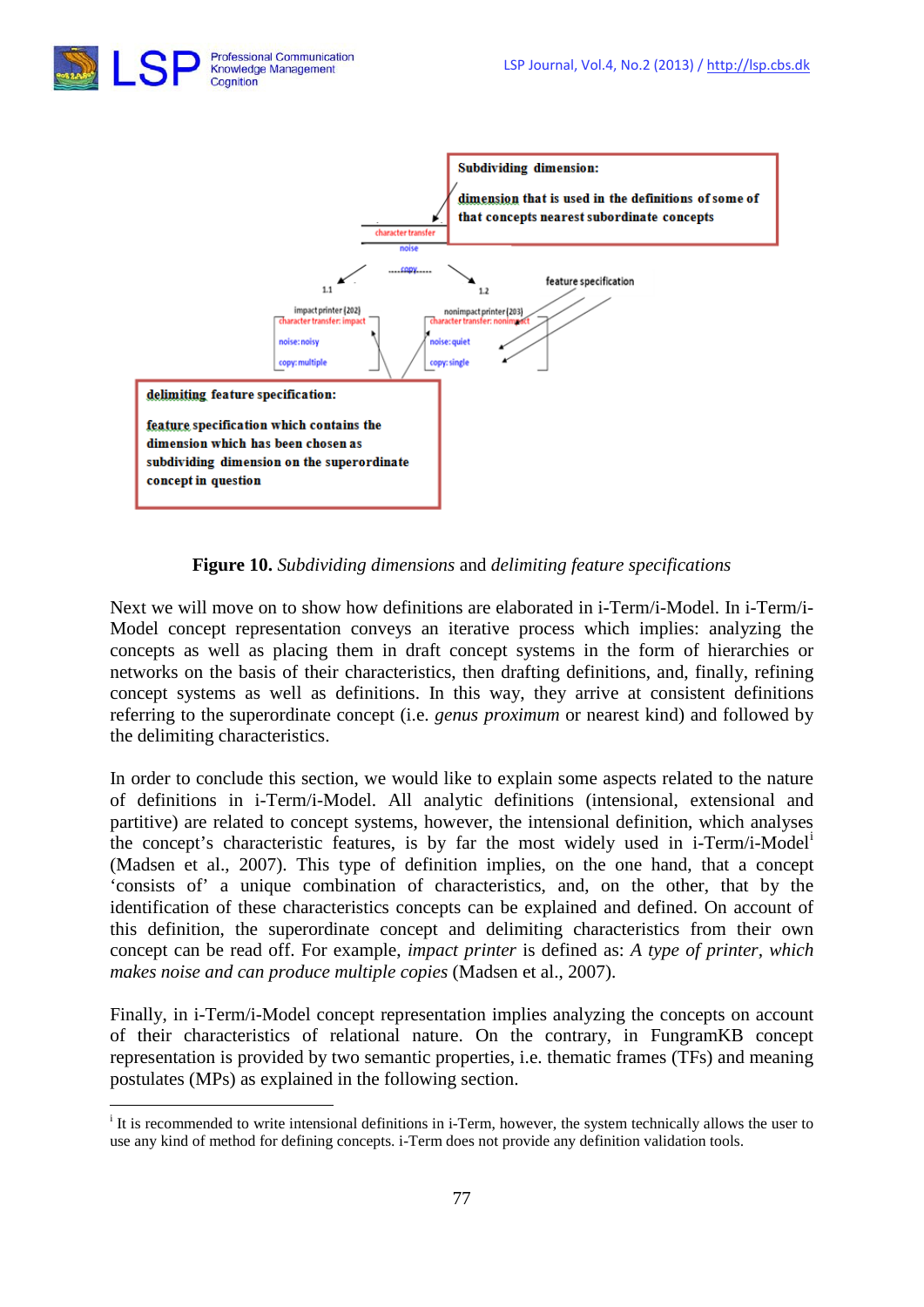**Figure 10.** *Subdividing dimensions* and *delimiting feature specifications*

Next we will move on to show how definitions are elaborated in i-Term/i-Model. In i-Term/i-Model concept representation conveys an iterative process which implies: analyzing the concepts as well as placing them in draft concept systems in the form of hierarchies or networks on the basis of their characteristics, then drafting definitions, and, finally, refining concept systems as well as definitions. In this way, they arrive at consistent definitions referring to the superordinate concept (i.e. *genus proximum* or nearest kind) and followed by the delimiting characteristics.

In order to conclude this section, we would like to explain some aspects related to the nature of definitions in i-Term/i-Model. All analytic definitions (intensional, extensional and partitive) are related to concept systems, however, the intensional definition, which analyses the concept's characteristic features, is by far the most widely used in i-Term/i-Model[i] (Madsen et al., 2007). This type of definition implies, on the one hand, that a concept 'consists of' a unique combination of characteristics, and, on the other, that by the identification of these characteristics concepts can be explained and defined. On account of this definition, the superordinate concept and delimiting characteristics from their own concept can be read off. For example, *impact printer* is defined as: *A type of printer, which makes noise and can produce multiple copies* (Madsen et al., 2007).

Finally, in i-Term/i-Model concept representation implies analyzing the concepts on account of their characteristics of relational nature. On the contrary, in FungramKB concept representation is provided by two semantic properties, i.e. thematic frames (TFs) and meaning postulates (MPs) as explained in the following section.

---

[i] It is recommended to write intensional definitions in i-Term, however, the system technically allows the user to use any kind of method for defining concepts. i-Term does not provide any definition validation tools.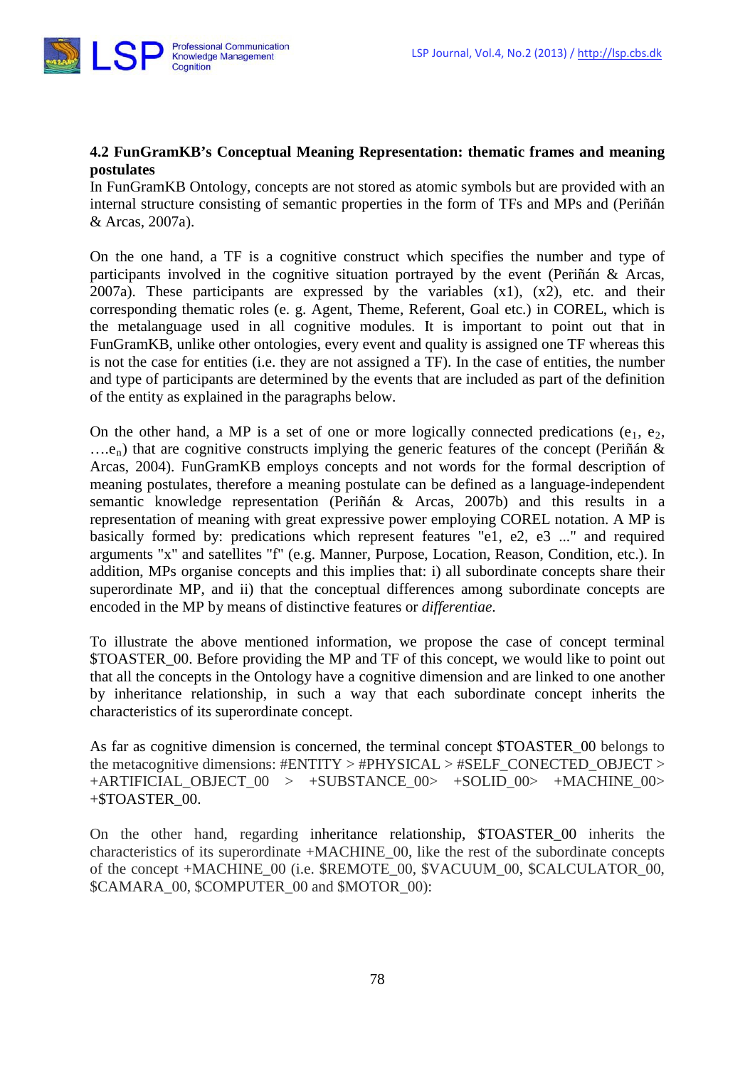### 4.2 FunGramKB's Conceptual Meaning Representation: thematic frames and meaning postulates

In FunGramKB Ontology, concepts are not stored as atomic symbols but are provided with an internal structure consisting of semantic properties in the form of TFs and MPs and (Periñán & Arcas, 2007a).

On the one hand, a TF is a cognitive construct which specifies the number and type of participants involved in the cognitive situation portrayed by the event (Periñán & Arcas, 2007a). These participants are expressed by the variables (x1), (x2), etc. and their corresponding thematic roles (e. g. Agent, Theme, Referent, Goal etc.) in COREL, which is the metalanguage used in all cognitive modules. It is important to point out that in FunGramKB, unlike other ontologies, every event and quality is assigned one TF whereas this is not the case for entities (i.e. they are not assigned a TF). In the case of entities, the number and type of participants are determined by the events that are included as part of the definition of the entity as explained in the paragraphs below.

On the other hand, a MP is a set of one or more logically connected predications ($e_1$, $e_2$, ….$e_n$) that are cognitive constructs implying the generic features of the concept (Periñán & Arcas, 2004). FunGramKB employs concepts and not words for the formal description of meaning postulates, therefore a meaning postulate can be defined as a language-independent semantic knowledge representation (Periñán & Arcas, 2007b) and this results in a representation of meaning with great expressive power employing COREL notation. A MP is basically formed by: predications which represent features "e1, e2, e3 ..." and required arguments "x" and satellites "f" (e.g. Manner, Purpose, Location, Reason, Condition, etc.). In addition, MPs organise concepts and this implies that: i) all subordinate concepts share their superordinate MP, and ii) that the conceptual differences among subordinate concepts are encoded in the MP by means of distinctive features or *differentiae*.

To illustrate the above mentioned information, we propose the case of concept terminal $TOASTER_00. Before providing the MP and TF of this concept, we would like to point out that all the concepts in the Ontology have a cognitive dimension and are linked to one another by inheritance relationship, in such a way that each subordinate concept inherits the characteristics of its superordinate concept.

As far as cognitive dimension is concerned, the terminal concept $TOASTER_00 belongs to the metacognitive dimensions: #ENTITY > #PHYSICAL > #SELF_CONECTED_OBJECT > +ARTIFICIAL_OBJECT_00 > +SUBSTANCE_00> +SOLID_00> +MACHINE_00> +$TOASTER_00.

On the other hand, regarding inheritance relationship, $TOASTER_00 inherits the characteristics of its superordinate +MACHINE_00, like the rest of the subordinate concepts of the concept +MACHINE_00 (i.e. $REMOTE_00, $VACUUM_00, $CALCULATOR_00, $CAMARA_00, $COMPUTER_00 and $MOTOR_00):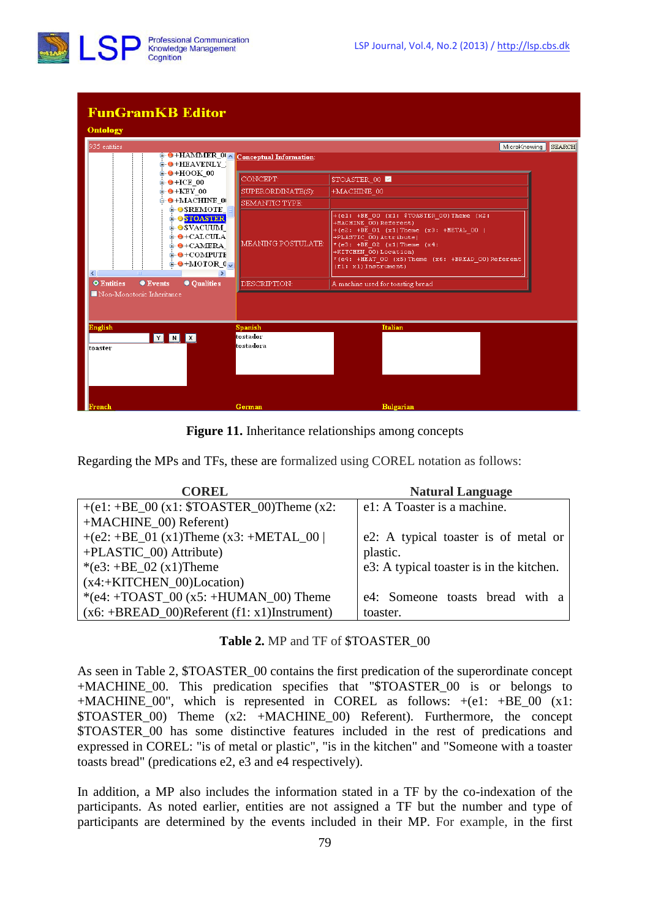**Figure 11.** Inheritance relationships among concepts

Regarding the MPs and TFs, these are formalized using COREL notation as follows:

| COREL | Natural Language |
|---|---|
| +(e1: +BE_00 (x1: $TOASTER_00)Theme (x2: +MACHINE_00) Referent) | e1: A Toaster is a machine. |
| +(e2: +BE_01 (x1)Theme (x3: +METAL_00 \| +PLASTIC_00) Attribute) | e2: A typical toaster is of metal or plastic. |
| *(e3: +BE_02 (x1)Theme (x4:+KITCHEN_00)Location) | e3: A typical toaster is in the kitchen. |
| *(e4: +TOAST_00 (x5: +HUMAN_00) Theme (x6: +BREAD_00)Referent (f1: x1)Instrument) | e4: Someone toasts bread with a toaster. |

**Table 2.** MP and TF of $TOASTER_00

As seen in Table 2, $TOASTER_00 contains the first predication of the superordinate concept +MACHINE_00. This predication specifies that "$TOASTER_00 is or belongs to +MACHINE_00", which is represented in COREL as follows: +(e1: +BE_00 (x1: $TOASTER_00) Theme (x2: +MACHINE_00) Referent). Furthermore, the concept $TOASTER_00 has some distinctive features included in the rest of predications and expressed in COREL: "is of metal or plastic", "is in the kitchen" and "Someone with a toaster toasts bread" (predications e2, e3 and e4 respectively).

In addition, a MP also includes the information stated in a TF by the co-indexation of the participants. As noted earlier, entities are not assigned a TF but the number and type of participants are determined by the events included in their MP. For example, in the first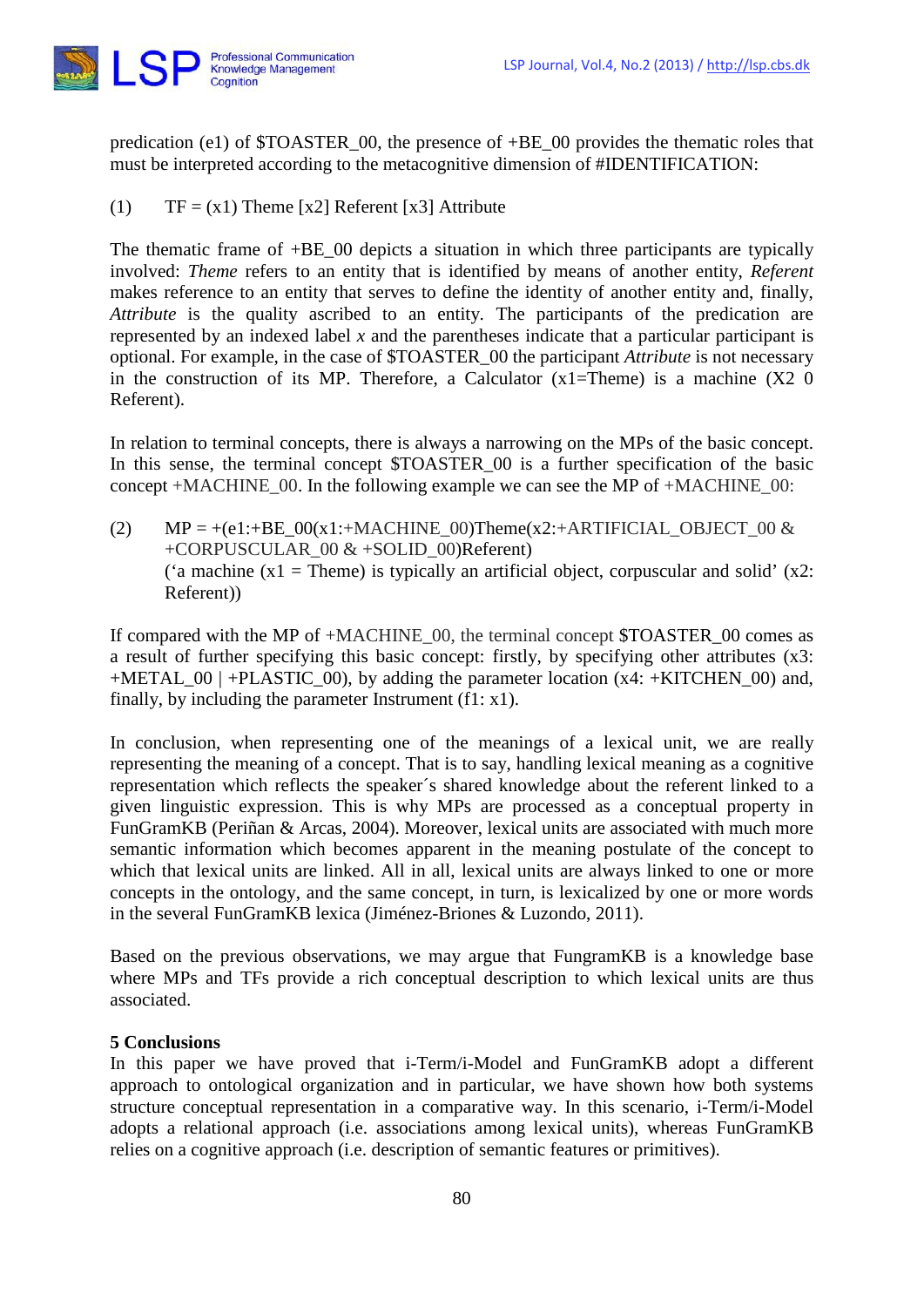predication (e1) of $TOASTER_00, the presence of +BE_00 provides the thematic roles that must be interpreted according to the metacognitive dimension of #IDENTIFICATION:

(1) TF = (x1) Theme [x2] Referent [x3] Attribute

The thematic frame of +BE_00 depicts a situation in which three participants are typically involved: *Theme* refers to an entity that is identified by means of another entity, *Referent* makes reference to an entity that serves to define the identity of another entity and, finally, *Attribute* is the quality ascribed to an entity. The participants of the predication are represented by an indexed label *x* and the parentheses indicate that a particular participant is optional. For example, in the case of $TOASTER_00 the participant *Attribute* is not necessary in the construction of its MP. Therefore, a Calculator (x1=Theme) is a machine (X2 0 Referent).

In relation to terminal concepts, there is always a narrowing on the MPs of the basic concept. In this sense, the terminal concept $TOASTER_00 is a further specification of the basic concept +MACHINE_00. In the following example we can see the MP of +MACHINE_00:

(2) MP = +(e1:+BE_00(x1:+MACHINE_00)Theme(x2:+ARTIFICIAL_OBJECT_00 & +CORPUSCULAR_00 & +SOLID_00)Referent)
('a machine (x1 = Theme) is typically an artificial object, corpuscular and solid' (x2: Referent))

If compared with the MP of +MACHINE_00, the terminal concept $TOASTER_00 comes as a result of further specifying this basic concept: firstly, by specifying other attributes (x3: +METAL_00 | +PLASTIC_00), by adding the parameter location (x4: +KITCHEN_00) and, finally, by including the parameter Instrument (f1: x1).

In conclusion, when representing one of the meanings of a lexical unit, we are really representing the meaning of a concept. That is to say, handling lexical meaning as a cognitive representation which reflects the speaker´s shared knowledge about the referent linked to a given linguistic expression. This is why MPs are processed as a conceptual property in FunGramKB (Periñan & Arcas, 2004). Moreover, lexical units are associated with much more semantic information which becomes apparent in the meaning postulate of the concept to which that lexical units are linked. All in all, lexical units are always linked to one or more concepts in the ontology, and the same concept, in turn, is lexicalized by one or more words in the several FunGramKB lexica (Jiménez-Briones & Luzondo, 2011).

Based on the previous observations, we may argue that FungramKB is a knowledge base where MPs and TFs provide a rich conceptual description to which lexical units are thus associated.

## 5 Conclusions

In this paper we have proved that i-Term/i-Model and FunGramKB adopt a different approach to ontological organization and in particular, we have shown how both systems structure conceptual representation in a comparative way. In this scenario, i-Term/i-Model adopts a relational approach (i.e. associations among lexical units), whereas FunGramKB relies on a cognitive approach (i.e. description of semantic features or primitives).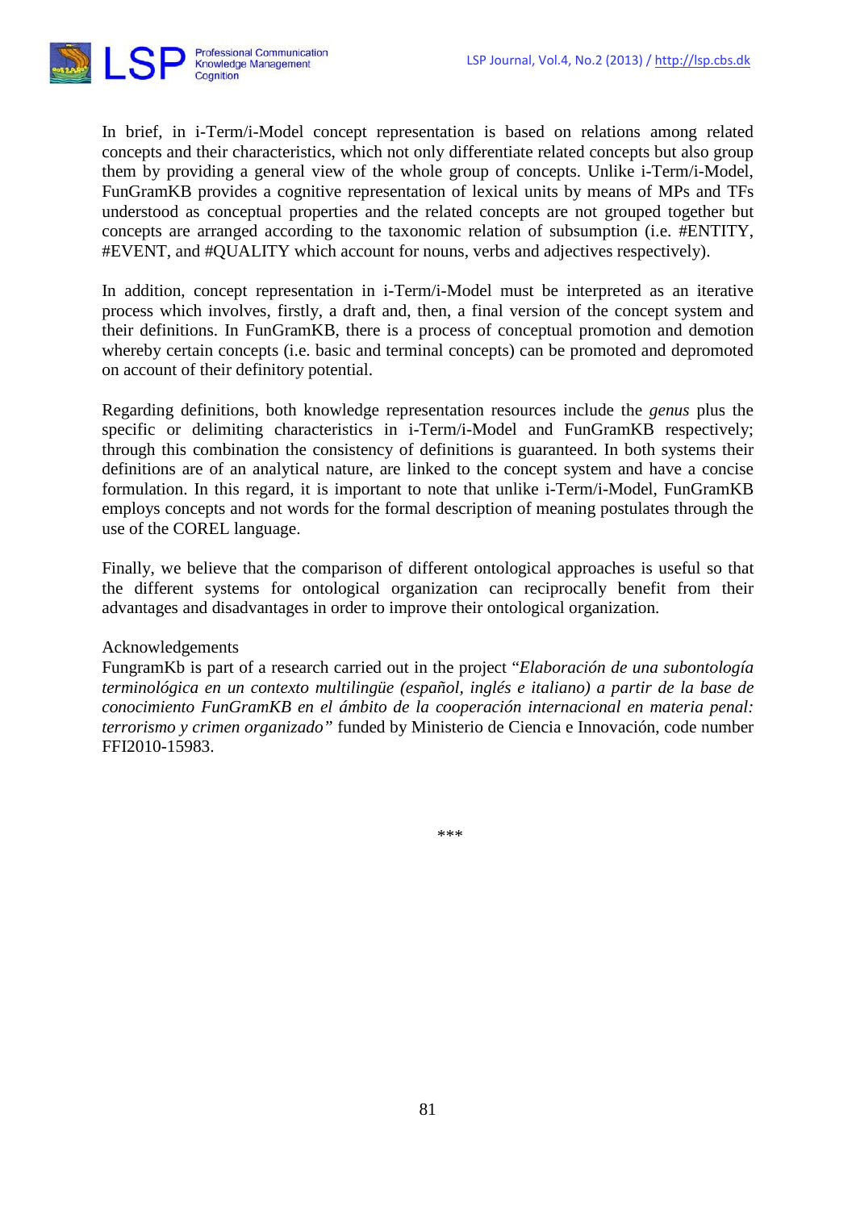In brief, in i-Term/i-Model concept representation is based on relations among related concepts and their characteristics, which not only differentiate related concepts but also group them by providing a general view of the whole group of concepts. Unlike i-Term/i-Model, FunGramKB provides a cognitive representation of lexical units by means of MPs and TFs understood as conceptual properties and the related concepts are not grouped together but concepts are arranged according to the taxonomic relation of subsumption (i.e. #ENTITY, #EVENT, and #QUALITY which account for nouns, verbs and adjectives respectively).

In addition, concept representation in i-Term/i-Model must be interpreted as an iterative process which involves, firstly, a draft and, then, a final version of the concept system and their definitions. In FunGramKB, there is a process of conceptual promotion and demotion whereby certain concepts (i.e. basic and terminal concepts) can be promoted and depromoted on account of their definitory potential.

Regarding definitions, both knowledge representation resources include the *genus* plus the specific or delimiting characteristics in i-Term/i-Model and FunGramKB respectively; through this combination the consistency of definitions is guaranteed. In both systems their definitions are of an analytical nature, are linked to the concept system and have a concise formulation. In this regard, it is important to note that unlike i-Term/i-Model, FunGramKB employs concepts and not words for the formal description of meaning postulates through the use of the COREL language.

Finally, we believe that the comparison of different ontological approaches is useful so that the different systems for ontological organization can reciprocally benefit from their advantages and disadvantages in order to improve their ontological organization.

Acknowledgements

FungramKb is part of a research carried out in the project "*Elaboración de una subontología terminológica en un contexto multilingüe (español, inglés e italiano) a partir de la base de conocimiento FunGramKB en el ámbito de la cooperación internacional en materia penal: terrorismo y crimen organizado"* funded by Ministerio de Ciencia e Innovación, code number FFI2010-15983.

\*\*\*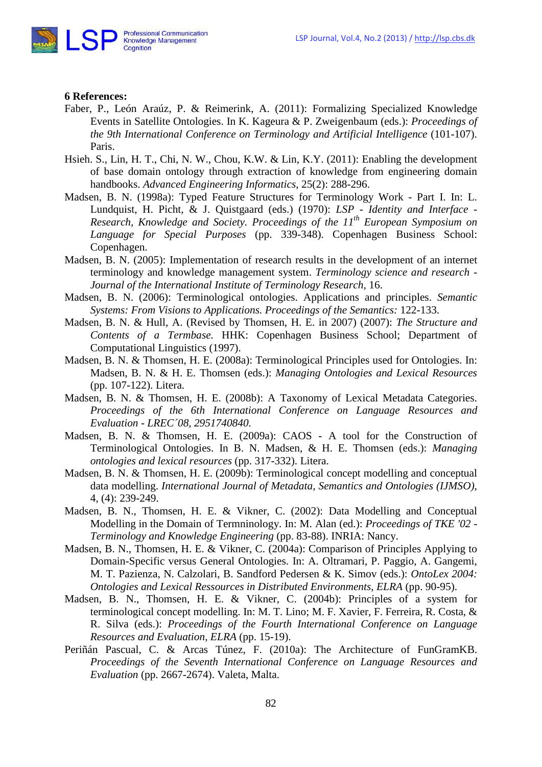**6 References:**

Faber, P., León Araúz, P. & Reimerink, A. (2011): Formalizing Specialized Knowledge Events in Satellite Ontologies. In K. Kageura & P. Zweigenbaum (eds.): *Proceedings of the 9th International Conference on Terminology and Artificial Intelligence* (101-107). Paris.

Hsieh. S., Lin, H. T., Chi, N. W., Chou, K.W. & Lin, K.Y. (2011): Enabling the development of base domain ontology through extraction of knowledge from engineering domain handbooks. *Advanced Engineering Informatics*, 25(2): 288-296.

Madsen, B. N. (1998a): Typed Feature Structures for Terminology Work - Part I. In: L. Lundquist, H. Picht, & J. Quistgaard (eds.) (1970): *LSP - Identity and Interface - Research, Knowledge and Society. Proceedings of the 11th European Symposium on Language for Special Purposes* (pp. 339-348). Copenhagen Business School: Copenhagen.

Madsen, B. N. (2005): Implementation of research results in the development of an internet terminology and knowledge management system. *Terminology science and research - Journal of the International Institute of Terminology Research*, 16.

Madsen, B. N. (2006): Terminological ontologies. Applications and principles. *Semantic Systems: From Visions to Applications. Proceedings of the Semantics:* 122-133.

Madsen, B. N. & Hull, A. (Revised by Thomsen, H. E. in 2007) (2007): *The Structure and Contents of a Termbase.* HHK: Copenhagen Business School; Department of Computational Linguistics (1997).

Madsen, B. N. & Thomsen, H. E. (2008a): Terminological Principles used for Ontologies. In: Madsen, B. N. & H. E. Thomsen (eds.): *Managing Ontologies and Lexical Resources* (pp. 107-122). Litera.

Madsen, B. N. & Thomsen, H. E. (2008b): A Taxonomy of Lexical Metadata Categories. *Proceedings of the 6th International Conference on Language Resources and Evaluation - LREC´08, 2951740840.*

Madsen, B. N. & Thomsen, H. E. (2009a): CAOS - A tool for the Construction of Terminological Ontologies. In B. N. Madsen, & H. E. Thomsen (eds.): *Managing ontologies and lexical resources* (pp. 317-332). Litera.

Madsen, B. N. & Thomsen, H. E. (2009b): Terminological concept modelling and conceptual data modelling. *International Journal of Metadata, Semantics and Ontologies (IJMSO)*, 4, (4): 239-249.

Madsen, B. N., Thomsen, H. E. & Vikner, C. (2002): Data Modelling and Conceptual Modelling in the Domain of Termninology. In: M. Alan (ed.): *Proceedings of TKE '02 - Terminology and Knowledge Engineering* (pp. 83-88). INRIA: Nancy.

Madsen, B. N., Thomsen, H. E. & Vikner, C. (2004a): Comparison of Principles Applying to Domain-Specific versus General Ontologies. In: A. Oltramari, P. Paggio, A. Gangemi, M. T. Pazienza, N. Calzolari, B. Sandford Pedersen & K. Simov (eds.): *OntoLex 2004: Ontologies and Lexical Ressources in Distributed Environments, ELRA* (pp. 90-95).

Madsen, B. N., Thomsen, H. E. & Vikner, C. (2004b): Principles of a system for terminological concept modelling. In: M. T. Lino; M. F. Xavier, F. Ferreira, R. Costa, & R. Silva (eds.): *Proceedings of the Fourth International Conference on Language Resources and Evaluation, ELRA* (pp. 15-19).

Periñán Pascual, C. & Arcas Túnez, F. (2010a): The Architecture of FunGramKB. *Proceedings of the Seventh International Conference on Language Resources and Evaluation* (pp. 2667-2674). Valeta, Malta.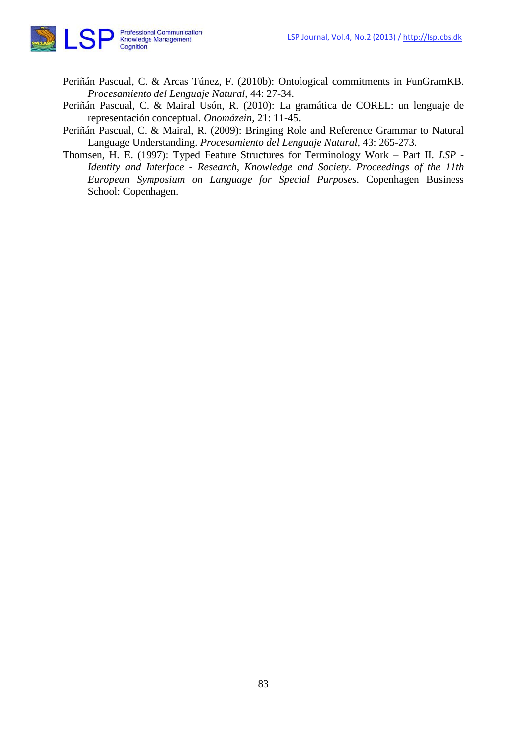Periñán Pascual, C. & Arcas Túnez, F. (2010b): Ontological commitments in FunGramKB. *Procesamiento del Lenguaje Natural*, 44: 27-34.

Periñán Pascual, C. & Mairal Usón, R. (2010): La gramática de COREL: un lenguaje de representación conceptual. *Onomázein*, 21: 11-45.

Periñán Pascual, C. & Mairal, R. (2009): Bringing Role and Reference Grammar to Natural Language Understanding. *Procesamiento del Lenguaje Natural*, 43: 265-273.

Thomsen, H. E. (1997): Typed Feature Structures for Terminology Work – Part II. *LSP - Identity and Interface - Research, Knowledge and Society*. *Proceedings of the 11th European Symposium on Language for Special Purposes*. Copenhagen Business School: Copenhagen.